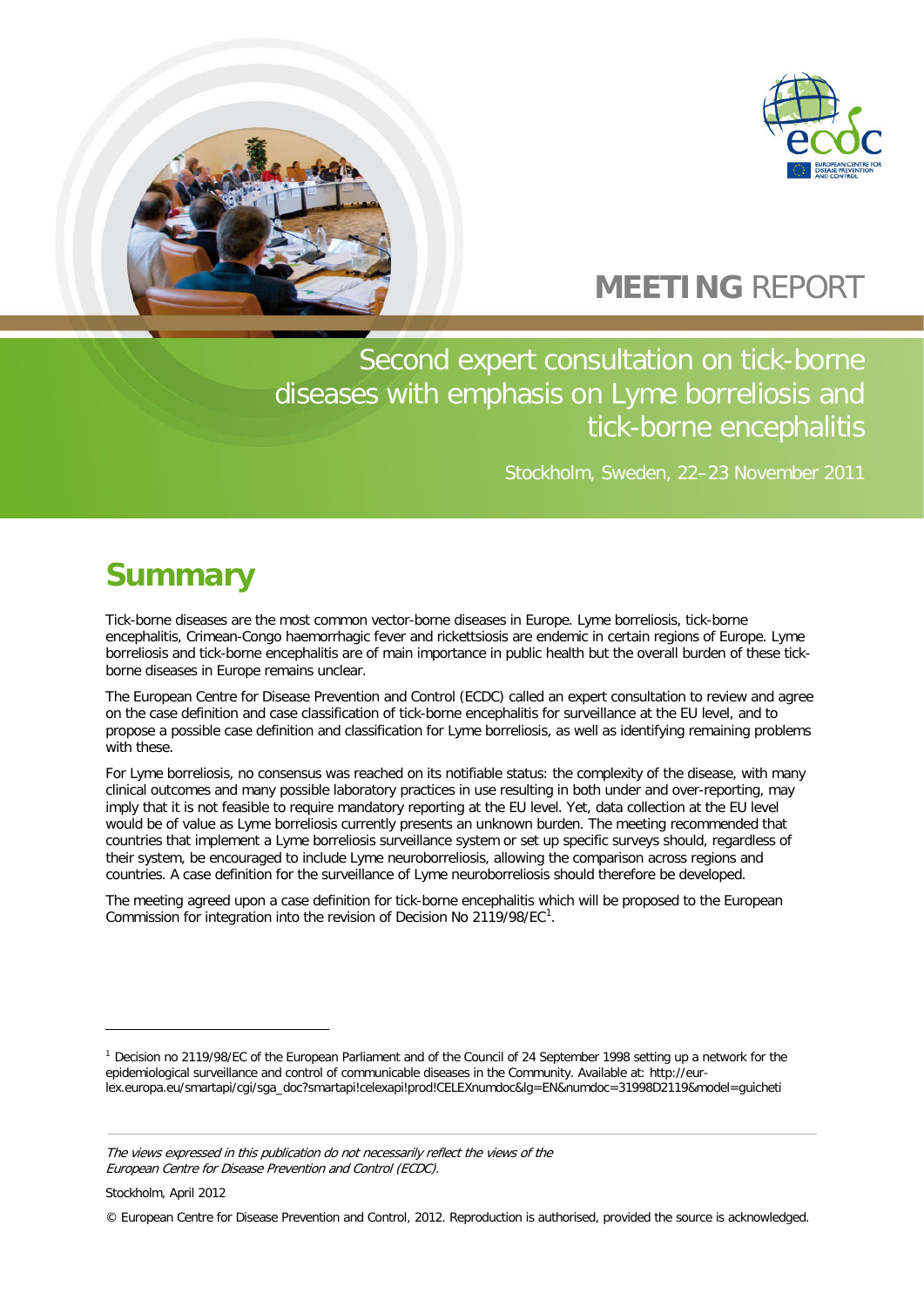MEETING REPORT

# Second expert consultation on tick-borne diseases with emphasis on Lyme borreliosis and tick-borne encephalitis

Stockholm, Sweden, 22–23 November 2011

## Summary

Tick-borne diseases are the most common vector-borne diseases in Europe. Lyme borreliosis, tick-borne encephalitis, Crimean-Congo haemorrhagic fever and rickettsiosis are endemic in certain regions of Europe. Lyme borreliosis and tick-borne encephalitis are of main importance in public health but the overall burden of these tick-borne diseases in Europe remains unclear.

The European Centre for Disease Prevention and Control (ECDC) called an expert consultation to review and agree on the case definition and case classification of tick-borne encephalitis for surveillance at the EU level, and to propose a possible case definition and classification for Lyme borreliosis, as well as identifying remaining problems with these.

For Lyme borreliosis, no consensus was reached on its notifiable status: the complexity of the disease, with many clinical outcomes and many possible laboratory practices in use resulting in both under and over-reporting, may imply that it is not feasible to require mandatory reporting at the EU level. Yet, data collection at the EU level would be of value as Lyme borreliosis currently presents an unknown burden. The meeting recommended that countries that implement a Lyme borreliosis surveillance system or set up specific surveys should, regardless of their system, be encouraged to include Lyme neuroborreliosis, allowing the comparison across regions and countries. A case definition for the surveillance of Lyme neuroborreliosis should therefore be developed.

The meeting agreed upon a case definition for tick-borne encephalitis which will be proposed to the European Commission for integration into the revision of Decision No 2119/98/EC[1].

[1] Decision no 2119/98/EC of the European Parliament and of the Council of 24 September 1998 setting up a network for the epidemiological surveillance and control of communicable diseases in the Community. Available at: http://eur-lex.europa.eu/smartapi/cgi/sga_doc?smartapi!celexapi!prod!CELEXnumdoc&lg=EN&numdoc=31998D2119&model=guicheti

*The views expressed in this publication do not necessarily reflect the views of the European Centre for Disease Prevention and Control (ECDC).*

Stockholm, April 2012

© European Centre for Disease Prevention and Control, 2012. Reproduction is authorised, provided the source is acknowledged.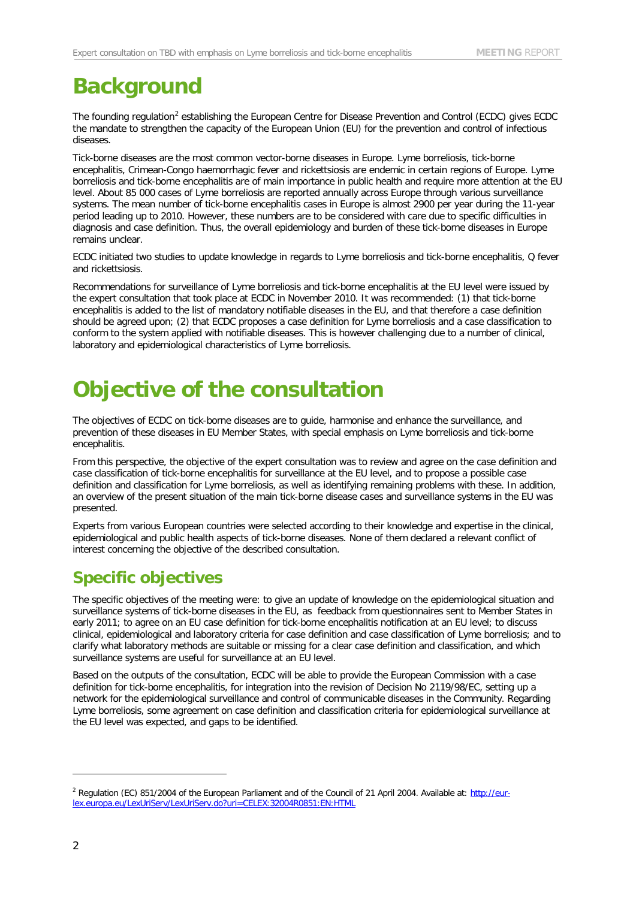# Background

The founding regulation[2] establishing the European Centre for Disease Prevention and Control (ECDC) gives ECDC the mandate to strengthen the capacity of the European Union (EU) for the prevention and control of infectious diseases.

Tick-borne diseases are the most common vector-borne diseases in Europe. Lyme borreliosis, tick-borne encephalitis, Crimean-Congo haemorrhagic fever and rickettsiosis are endemic in certain regions of Europe. Lyme borreliosis and tick-borne encephalitis are of main importance in public health and require more attention at the EU level. About 85 000 cases of Lyme borreliosis are reported annually across Europe through various surveillance systems. The mean number of tick-borne encephalitis cases in Europe is almost 2900 per year during the 11-year period leading up to 2010. However, these numbers are to be considered with care due to specific difficulties in diagnosis and case definition. Thus, the overall epidemiology and burden of these tick-borne diseases in Europe remains unclear.

ECDC initiated two studies to update knowledge in regards to Lyme borreliosis and tick-borne encephalitis, Q fever and rickettsiosis.

Recommendations for surveillance of Lyme borreliosis and tick-borne encephalitis at the EU level were issued by the expert consultation that took place at ECDC in November 2010. It was recommended: (1) that tick-borne encephalitis is added to the list of mandatory notifiable diseases in the EU, and that therefore a case definition should be agreed upon; (2) that ECDC proposes a case definition for Lyme borreliosis and a case classification to conform to the system applied with notifiable diseases. This is however challenging due to a number of clinical, laboratory and epidemiological characteristics of Lyme borreliosis.

# Objective of the consultation

The objectives of ECDC on tick-borne diseases are to guide, harmonise and enhance the surveillance, and prevention of these diseases in EU Member States, with special emphasis on Lyme borreliosis and tick-borne encephalitis.

From this perspective, the objective of the expert consultation was to review and agree on the case definition and case classification of tick-borne encephalitis for surveillance at the EU level, and to propose a possible case definition and classification for Lyme borreliosis, as well as identifying remaining problems with these. In addition, an overview of the present situation of the main tick-borne disease cases and surveillance systems in the EU was presented.

Experts from various European countries were selected according to their knowledge and expertise in the clinical, epidemiological and public health aspects of tick-borne diseases. None of them declared a relevant conflict of interest concerning the objective of the described consultation.

## Specific objectives

The specific objectives of the meeting were: to give an update of knowledge on the epidemiological situation and surveillance systems of tick-borne diseases in the EU, as feedback from questionnaires sent to Member States in early 2011; to agree on an EU case definition for tick-borne encephalitis notification at an EU level; to discuss clinical, epidemiological and laboratory criteria for case definition and case classification of Lyme borreliosis; and to clarify what laboratory methods are suitable or missing for a clear case definition and classification, and which surveillance systems are useful for surveillance at an EU level.

Based on the outputs of the consultation, ECDC will be able to provide the European Commission with a case definition for tick-borne encephalitis, for integration into the revision of Decision No 2119/98/EC, setting up a network for the epidemiological surveillance and control of communicable diseases in the Community. Regarding Lyme borreliosis, some agreement on case definition and classification criteria for epidemiological surveillance at the EU level was expected, and gaps to be identified.

---

[2] Regulation (EC) 851/2004 of the European Parliament and of the Council of 21 April 2004. Available at: http://eur-lex.europa.eu/LexUriServ/LexUriServ.do?uri=CELEX:32004R0851:EN:HTML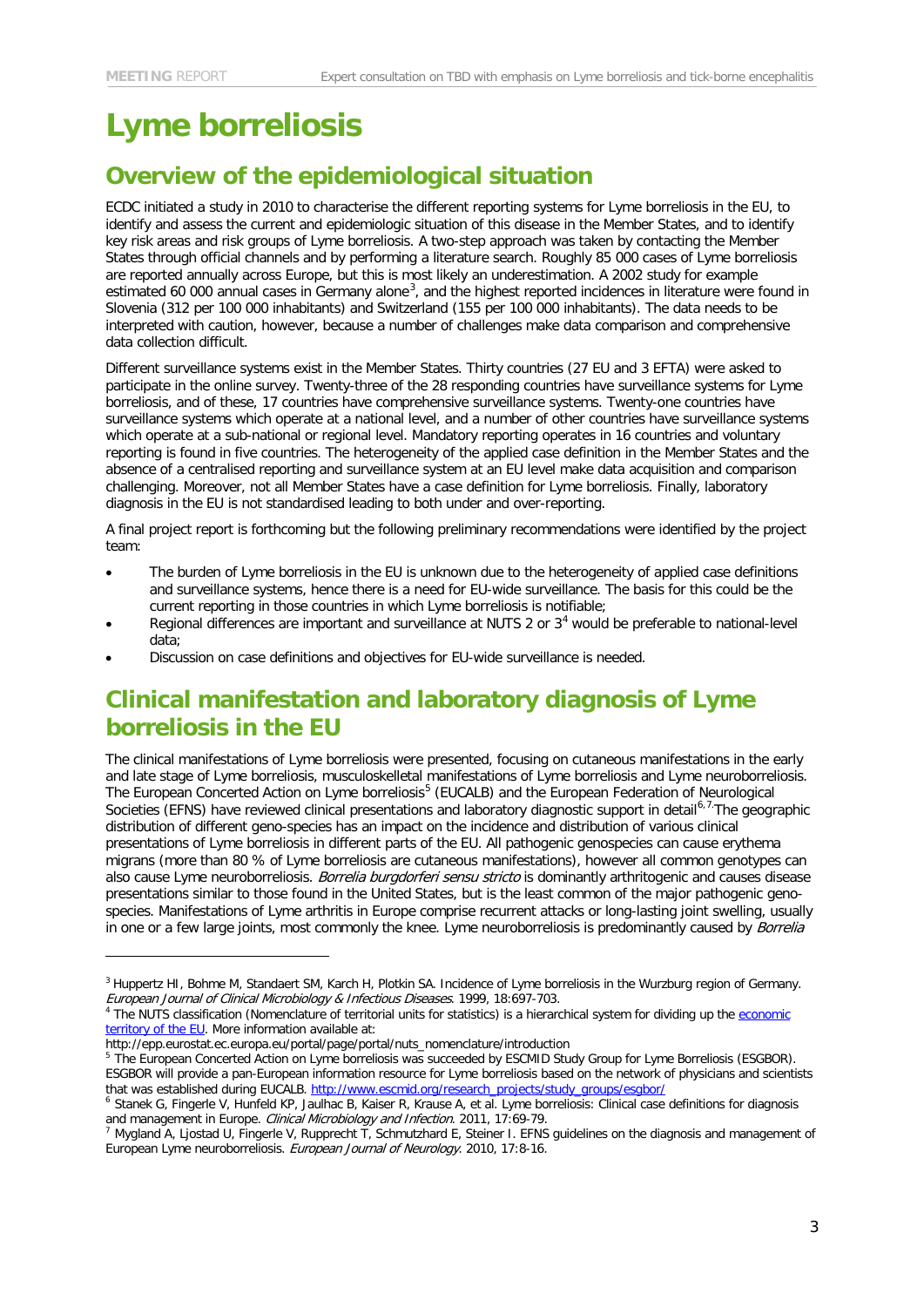# Lyme borreliosis

## Overview of the epidemiological situation

ECDC initiated a study in 2010 to characterise the different reporting systems for Lyme borreliosis in the EU, to identify and assess the current and epidemiologic situation of this disease in the Member States, and to identify key risk areas and risk groups of Lyme borreliosis. A two-step approach was taken by contacting the Member States through official channels and by performing a literature search. Roughly 85 000 cases of Lyme borreliosis are reported annually across Europe, but this is most likely an underestimation. A 2002 study for example estimated 60 000 annual cases in Germany alone[3], and the highest reported incidences in literature were found in Slovenia (312 per 100 000 inhabitants) and Switzerland (155 per 100 000 inhabitants). The data needs to be interpreted with caution, however, because a number of challenges make data comparison and comprehensive data collection difficult.

Different surveillance systems exist in the Member States. Thirty countries (27 EU and 3 EFTA) were asked to participate in the online survey. Twenty-three of the 28 responding countries have surveillance systems for Lyme borreliosis, and of these, 17 countries have comprehensive surveillance systems. Twenty-one countries have surveillance systems which operate at a national level, and a number of other countries have surveillance systems which operate at a sub-national or regional level. Mandatory reporting operates in 16 countries and voluntary reporting is found in five countries. The heterogeneity of the applied case definition in the Member States and the absence of a centralised reporting and surveillance system at an EU level make data acquisition and comparison challenging. Moreover, not all Member States have a case definition for Lyme borreliosis. Finally, laboratory diagnosis in the EU is not standardised leading to both under and over-reporting.

A final project report is forthcoming but the following preliminary recommendations were identified by the project team:

- The burden of Lyme borreliosis in the EU is unknown due to the heterogeneity of applied case definitions and surveillance systems, hence there is a need for EU-wide surveillance. The basis for this could be the current reporting in those countries in which Lyme borreliosis is notifiable;
- Regional differences are important and surveillance at NUTS 2 or 3[4] would be preferable to national-level data;
- Discussion on case definitions and objectives for EU-wide surveillance is needed.

## Clinical manifestation and laboratory diagnosis of Lyme borreliosis in the EU

The clinical manifestations of Lyme borreliosis were presented, focusing on cutaneous manifestations in the early and late stage of Lyme borreliosis, musculoskelletal manifestations of Lyme borreliosis and Lyme neuroborreliosis. The European Concerted Action on Lyme borreliosis[5] (EUCALB) and the European Federation of Neurological Societies (EFNS) have reviewed clinical presentations and laboratory diagnostic support in detail[6,7]. The geographic distribution of different geno-species has an impact on the incidence and distribution of various clinical presentations of Lyme borreliosis in different parts of the EU. All pathogenic genospecies can cause erythema migrans (more than 80 % of Lyme borreliosis are cutaneous manifestations), however all common genotypes can also cause Lyme neuroborreliosis. *Borrelia burgdorferi sensu stricto* is dominantly arthritogenic and causes disease presentations similar to those found in the United States, but is the least common of the major pathogenic geno-species. Manifestations of Lyme arthritis in Europe comprise recurrent attacks or long-lasting joint swelling, usually in one or a few large joints, most commonly the knee. Lyme neuroborreliosis is predominantly caused by *Borrelia*

---

[3] Huppertz HI, Bohme M, Standaert SM, Karch H, Plotkin SA. Incidence of Lyme borreliosis in the Wurzburg region of Germany. *European Journal of Clinical Microbiology & Infectious Diseases*. 1999, 18:697-703.

[4] The NUTS classification (Nomenclature of territorial units for statistics) is a hierarchical system for dividing up the economic territory of the EU. More information available at: http://epp.eurostat.ec.europa.eu/portal/page/portal/nuts_nomenclature/introduction

[5] The European Concerted Action on Lyme borreliosis was succeeded by ESCMID Study Group for Lyme Borreliosis (ESGBOR). ESGBOR will provide a pan-European information resource for Lyme borreliosis based on the network of physicians and scientists that was established during EUCALB. http://www.escmid.org/research_projects/study_groups/esgbor/

[6] Stanek G, Fingerle V, Hunfeld KP, Jaulhac B, Kaiser R, Krause A, et al. Lyme borreliosis: Clinical case definitions for diagnosis and management in Europe. *Clinical Microbiology and Infection*. 2011, 17:69-79.

[7] Mygland A, Ljostad U, Fingerle V, Rupprecht T, Schmutzhard E, Steiner I. EFNS guidelines on the diagnosis and management of European Lyme neuroborreliosis. *European Journal of Neurology*. 2010, 17:8-16.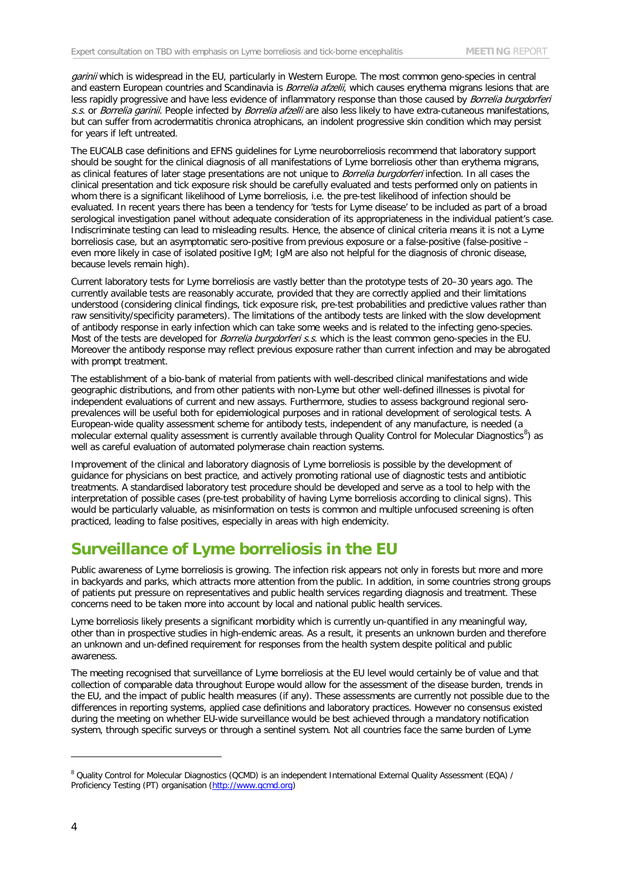*garinii* which is widespread in the EU, particularly in Western Europe. The most common geno-species in central and eastern European countries and Scandinavia is *Borrelia afzelii*, which causes erythema migrans lesions that are less rapidly progressive and have less evidence of inflammatory response than those caused by *Borrelia burgdorferi s.s.* or *Borrelia garinii*. People infected by *Borrelia afzelii* are also less likely to have extra-cutaneous manifestations, but can suffer from acrodermatitis chronica atrophicans, an indolent progressive skin condition which may persist for years if left untreated.

The EUCALB case definitions and EFNS guidelines for Lyme neuroborreliosis recommend that laboratory support should be sought for the clinical diagnosis of all manifestations of Lyme borreliosis other than erythema migrans, as clinical features of later stage presentations are not unique to *Borrelia burgdorferi* infection. In all cases the clinical presentation and tick exposure risk should be carefully evaluated and tests performed only on patients in whom there is a significant likelihood of Lyme borreliosis, i.e. the pre-test likelihood of infection should be evaluated. In recent years there has been a tendency for 'tests for Lyme disease' to be included as part of a broad serological investigation panel without adequate consideration of its appropriateness in the individual patient's case. Indiscriminate testing can lead to misleading results. Hence, the absence of clinical criteria means it is not a Lyme borreliosis case, but an asymptomatic sero-positive from previous exposure or a false-positive (false-positive – even more likely in case of isolated positive IgM; IgM are also not helpful for the diagnosis of chronic disease, because levels remain high).

Current laboratory tests for Lyme borreliosis are vastly better than the prototype tests of 20–30 years ago. The currently available tests are reasonably accurate, provided that they are correctly applied and their limitations understood (considering clinical findings, tick exposure risk, pre-test probabilities and predictive values rather than raw sensitivity/specificity parameters). The limitations of the antibody tests are linked with the slow development of antibody response in early infection which can take some weeks and is related to the infecting geno-species. Most of the tests are developed for *Borrelia burgdorferi s.s.* which is the least common geno-species in the EU. Moreover the antibody response may reflect previous exposure rather than current infection and may be abrogated with prompt treatment.

The establishment of a bio-bank of material from patients with well-described clinical manifestations and wide geographic distributions, and from other patients with non-Lyme but other well-defined illnesses is pivotal for independent evaluations of current and new assays. Furthermore, studies to assess background regional sero-prevalences will be useful both for epidemiological purposes and in rational development of serological tests. A European-wide quality assessment scheme for antibody tests, independent of any manufacture, is needed (a molecular external quality assessment is currently available through Quality Control for Molecular Diagnostics[8]) as well as careful evaluation of automated polymerase chain reaction systems.

Improvement of the clinical and laboratory diagnosis of Lyme borreliosis is possible by the development of guidance for physicians on best practice, and actively promoting rational use of diagnostic tests and antibiotic treatments. A standardised laboratory test procedure should be developed and serve as a tool to help with the interpretation of possible cases (pre-test probability of having Lyme borreliosis according to clinical signs). This would be particularly valuable, as misinformation on tests is common and multiple unfocused screening is often practiced, leading to false positives, especially in areas with high endemicity.

## Surveillance of Lyme borreliosis in the EU

Public awareness of Lyme borreliosis is growing. The infection risk appears not only in forests but more and more in backyards and parks, which attracts more attention from the public. In addition, in some countries strong groups of patients put pressure on representatives and public health services regarding diagnosis and treatment. These concerns need to be taken more into account by local and national public health services.

Lyme borreliosis likely presents a significant morbidity which is currently un-quantified in any meaningful way, other than in prospective studies in high-endemic areas. As a result, it presents an unknown burden and therefore an unknown and un-defined requirement for responses from the health system despite political and public awareness.

The meeting recognised that surveillance of Lyme borreliosis at the EU level would certainly be of value and that collection of comparable data throughout Europe would allow for the assessment of the disease burden, trends in the EU, and the impact of public health measures (if any). These assessments are currently not possible due to the differences in reporting systems, applied case definitions and laboratory practices. However no consensus existed during the meeting on whether EU-wide surveillance would be best achieved through a mandatory notification system, through specific surveys or through a sentinel system. Not all countries face the same burden of Lyme

---

[8] Quality Control for Molecular Diagnostics (QCMD) is an independent International External Quality Assessment (EQA) / Proficiency Testing (PT) organisation (http://www.qcmd.org)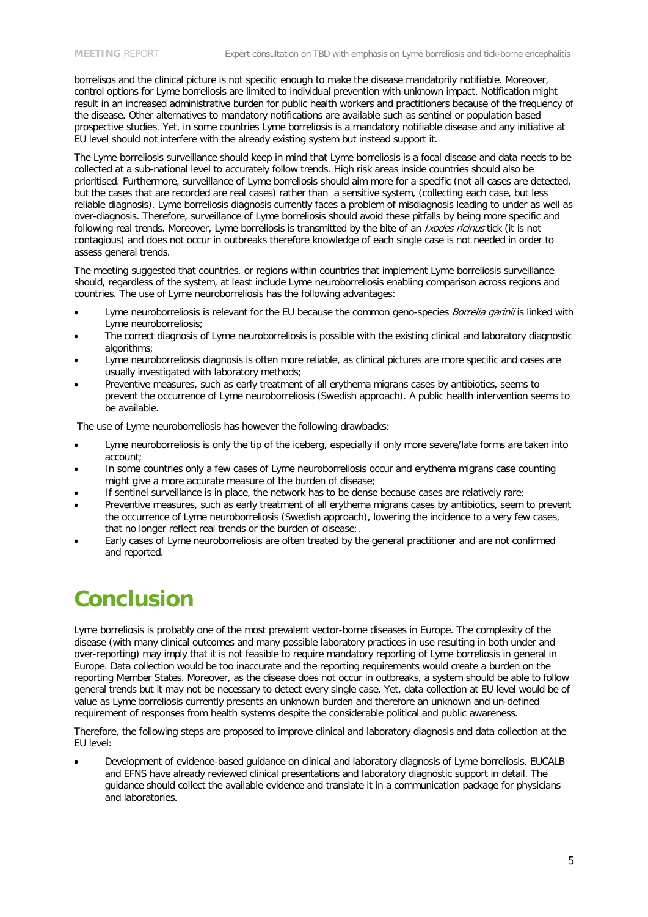borrelisos and the clinical picture is not specific enough to make the disease mandatorily notifiable. Moreover, control options for Lyme borreliosis are limited to individual prevention with unknown impact. Notification might result in an increased administrative burden for public health workers and practitioners because of the frequency of the disease. Other alternatives to mandatory notifications are available such as sentinel or population based prospective studies. Yet, in some countries Lyme borreliosis is a mandatory notifiable disease and any initiative at EU level should not interfere with the already existing system but instead support it.

The Lyme borreliosis surveillance should keep in mind that Lyme borreliosis is a focal disease and data needs to be collected at a sub-national level to accurately follow trends. High risk areas inside countries should also be prioritised. Furthermore, surveillance of Lyme borreliosis should aim more for a specific (not all cases are detected, but the cases that are recorded are real cases) rather than a sensitive system, (collecting each case, but less reliable diagnosis). Lyme borreliosis diagnosis currently faces a problem of misdiagnosis leading to under as well as over-diagnosis. Therefore, surveillance of Lyme borreliosis should avoid these pitfalls by being more specific and following real trends. Moreover, Lyme borreliosis is transmitted by the bite of an *Ixodes ricinus* tick (it is not contagious) and does not occur in outbreaks therefore knowledge of each single case is not needed in order to assess general trends.

The meeting suggested that countries, or regions within countries that implement Lyme borreliosis surveillance should, regardless of the system, at least include Lyme neuroborreliosis enabling comparison across regions and countries. The use of Lyme neuroborreliosis has the following advantages:

- Lyme neuroborreliosis is relevant for the EU because the common geno-species *Borrelia garinii* is linked with Lyme neuroborreliosis;
- The correct diagnosis of Lyme neuroborreliosis is possible with the existing clinical and laboratory diagnostic algorithms;
- Lyme neuroborreliosis diagnosis is often more reliable, as clinical pictures are more specific and cases are usually investigated with laboratory methods;
- Preventive measures, such as early treatment of all erythema migrans cases by antibiotics, seems to prevent the occurrence of Lyme neuroborreliosis (Swedish approach). A public health intervention seems to be available.

The use of Lyme neuroborreliosis has however the following drawbacks:

- Lyme neuroborreliosis is only the tip of the iceberg, especially if only more severe/late forms are taken into account;
- In some countries only a few cases of Lyme neuroborreliosis occur and erythema migrans case counting might give a more accurate measure of the burden of disease;
- If sentinel surveillance is in place, the network has to be dense because cases are relatively rare;
- Preventive measures, such as early treatment of all erythema migrans cases by antibiotics, seem to prevent the occurrence of Lyme neuroborreliosis (Swedish approach), lowering the incidence to a very few cases, that no longer reflect real trends or the burden of disease;.
- Early cases of Lyme neuroborreliosis are often treated by the general practitioner and are not confirmed and reported.

# Conclusion

Lyme borreliosis is probably one of the most prevalent vector-borne diseases in Europe. The complexity of the disease (with many clinical outcomes and many possible laboratory practices in use resulting in both under and over-reporting) may imply that it is not feasible to require mandatory reporting of Lyme borreliosis in general in Europe. Data collection would be too inaccurate and the reporting requirements would create a burden on the reporting Member States. Moreover, as the disease does not occur in outbreaks, a system should be able to follow general trends but it may not be necessary to detect every single case. Yet, data collection at EU level would be of value as Lyme borreliosis currently presents an unknown burden and therefore an unknown and un-defined requirement of responses from health systems despite the considerable political and public awareness.

Therefore, the following steps are proposed to improve clinical and laboratory diagnosis and data collection at the EU level:

- Development of evidence-based guidance on clinical and laboratory diagnosis of Lyme borreliosis. EUCALB and EFNS have already reviewed clinical presentations and laboratory diagnostic support in detail. The guidance should collect the available evidence and translate it in a communication package for physicians and laboratories.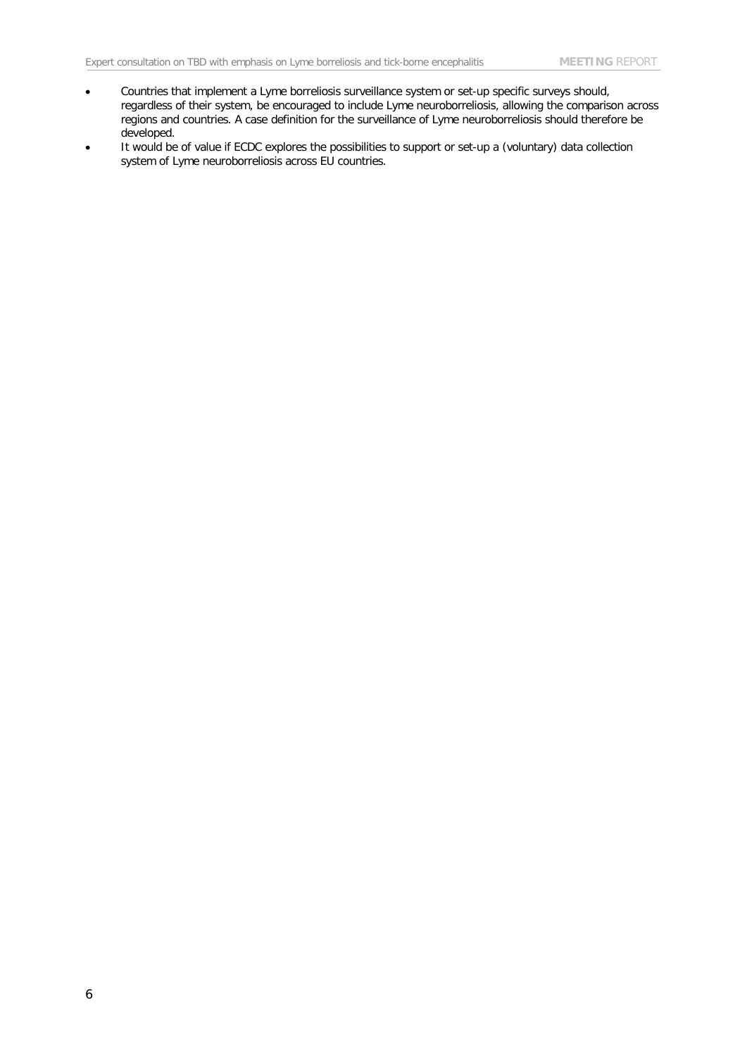- Countries that implement a Lyme borreliosis surveillance system or set-up specific surveys should, regardless of their system, be encouraged to include Lyme neuroborreliosis, allowing the comparison across regions and countries. A case definition for the surveillance of Lyme neuroborreliosis should therefore be developed.
- It would be of value if ECDC explores the possibilities to support or set-up a (voluntary) data collection system of Lyme neuroborreliosis across EU countries.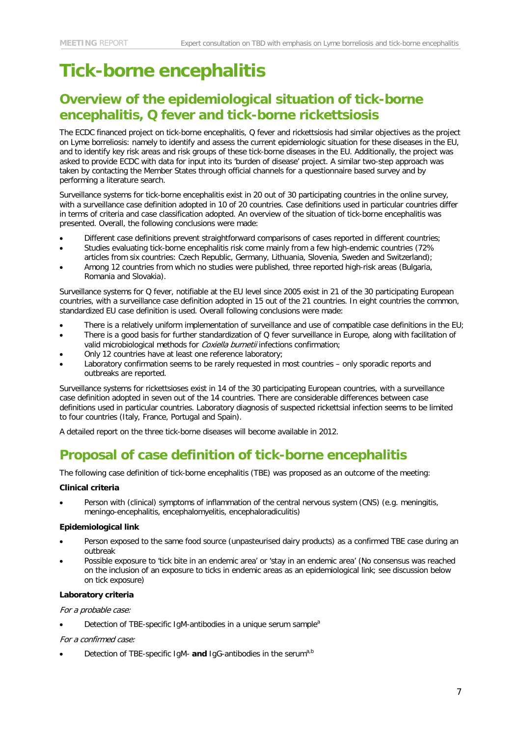# Tick-borne encephalitis

## Overview of the epidemiological situation of tick-borne encephalitis, Q fever and tick-borne rickettsiosis

The ECDC financed project on tick-borne encephalitis, Q fever and rickettsiosis had similar objectives as the project on Lyme borreliosis: namely to identify and assess the current epidemiologic situation for these diseases in the EU, and to identify key risk areas and risk groups of these tick-borne diseases in the EU. Additionally, the project was asked to provide ECDC with data for input into its 'burden of disease' project. A similar two-step approach was taken by contacting the Member States through official channels for a questionnaire based survey and by performing a literature search.

Surveillance systems for tick-borne encephalitis exist in 20 out of 30 participating countries in the online survey, with a surveillance case definition adopted in 10 of 20 countries. Case definitions used in particular countries differ in terms of criteria and case classification adopted. An overview of the situation of tick-borne encephalitis was presented. Overall, the following conclusions were made:

- Different case definitions prevent straightforward comparisons of cases reported in different countries;
- Studies evaluating tick-borne encephalitis risk come mainly from a few high-endemic countries (72% articles from six countries: Czech Republic, Germany, Lithuania, Slovenia, Sweden and Switzerland);
- Among 12 countries from which no studies were published, three reported high-risk areas (Bulgaria, Romania and Slovakia).

Surveillance systems for Q fever, notifiable at the EU level since 2005 exist in 21 of the 30 participating European countries, with a surveillance case definition adopted in 15 out of the 21 countries. In eight countries the common, standardized EU case definition is used. Overall following conclusions were made:

- There is a relatively uniform implementation of surveillance and use of compatible case definitions in the EU;
- There is a good basis for further standardization of Q fever surveillance in Europe, along with facilitation of valid microbiological methods for *Coxiella burnetii* infections confirmation;
- Only 12 countries have at least one reference laboratory;
- Laboratory confirmation seems to be rarely requested in most countries – only sporadic reports and outbreaks are reported.

Surveillance systems for rickettsioses exist in 14 of the 30 participating European countries, with a surveillance case definition adopted in seven out of the 14 countries. There are considerable differences between case definitions used in particular countries. Laboratory diagnosis of suspected rickettsial infection seems to be limited to four countries (Italy, France, Portugal and Spain).

A detailed report on the three tick-borne diseases will become available in 2012.

## Proposal of case definition of tick-borne encephalitis

The following case definition of tick-borne encephalitis (TBE) was proposed as an outcome of the meeting:

**Clinical criteria**

- Person with (clinical) symptoms of inflammation of the central nervous system (CNS) (e.g. meningitis, meningo-encephalitis, encephalomyelitis, encephaloradiculitis)

**Epidemiological link**

- Person exposed to the same food source (unpasteurised dairy products) as a confirmed TBE case during an outbreak
- Possible exposure to 'tick bite in an endemic area' or 'stay in an endemic area' (No consensus was reached on the inclusion of an exposure to ticks in endemic areas as an epidemiological link; see discussion below on tick exposure)

**Laboratory criteria**

*For a probable case:*

- Detection of TBE-specific IgM-antibodies in a unique serum sample[a]

*For a confirmed case:*

- Detection of TBE-specific IgM- **and** IgG-antibodies in the serum[a,b]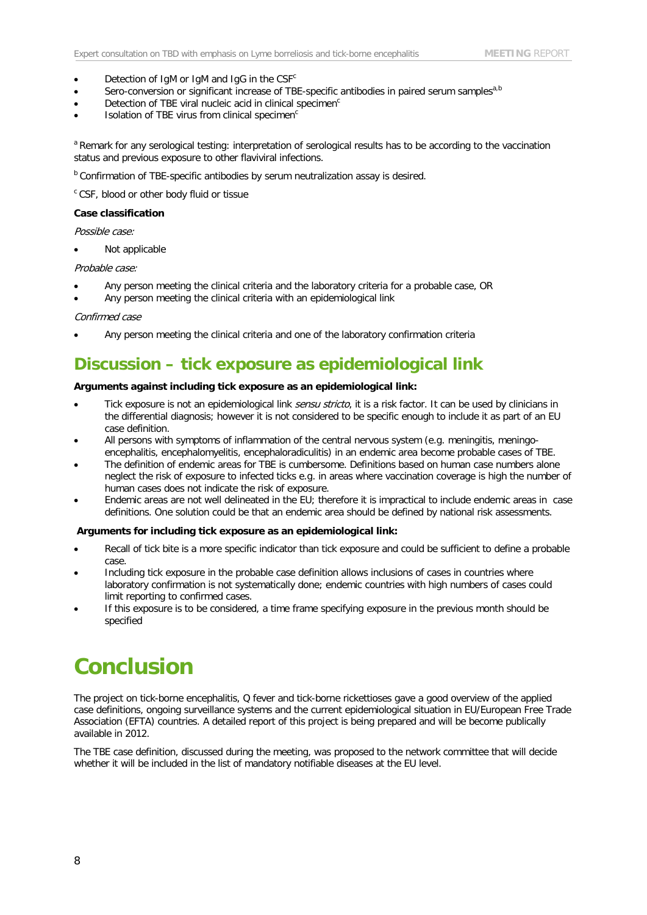- Detection of IgM or IgM and IgG in the CSF[c]
- Sero-conversion or significant increase of TBE-specific antibodies in paired serum samples[a,b]
- Detection of TBE viral nucleic acid in clinical specimen[c]
- Isolation of TBE virus from clinical specimen[c]

[a] Remark for any serological testing: interpretation of serological results has to be according to the vaccination status and previous exposure to other flaviviral infections.

[b] Confirmation of TBE-specific antibodies by serum neutralization assay is desired.

[c] CSF, blood or other body fluid or tissue

**Case classification**

*Possible case:*

- Not applicable

*Probable case:*

- Any person meeting the clinical criteria and the laboratory criteria for a probable case, OR
- Any person meeting the clinical criteria with an epidemiological link

*Confirmed case*

- Any person meeting the clinical criteria and one of the laboratory confirmation criteria

## Discussion – tick exposure as epidemiological link

**Arguments against including tick exposure as an epidemiological link:**

- Tick exposure is not an epidemiological link *sensu stricto*, it is a risk factor. It can be used by clinicians in the differential diagnosis; however it is not considered to be specific enough to include it as part of an EU case definition.
- All persons with symptoms of inflammation of the central nervous system (e.g. meningitis, meningo-encephalitis, encephalomyelitis, encephaloradiculitis) in an endemic area become probable cases of TBE.
- The definition of endemic areas for TBE is cumbersome. Definitions based on human case numbers alone neglect the risk of exposure to infected ticks e.g. in areas where vaccination coverage is high the number of human cases does not indicate the risk of exposure.
- Endemic areas are not well delineated in the EU; therefore it is impractical to include endemic areas in case definitions. One solution could be that an endemic area should be defined by national risk assessments.

**Arguments for including tick exposure as an epidemiological link:**

- Recall of tick bite is a more specific indicator than tick exposure and could be sufficient to define a probable case.
- Including tick exposure in the probable case definition allows inclusions of cases in countries where laboratory confirmation is not systematically done; endemic countries with high numbers of cases could limit reporting to confirmed cases.
- If this exposure is to be considered, a time frame specifying exposure in the previous month should be specified

# Conclusion

The project on tick-borne encephalitis, Q fever and tick-borne rickettioses gave a good overview of the applied case definitions, ongoing surveillance systems and the current epidemiological situation in EU/European Free Trade Association (EFTA) countries. A detailed report of this project is being prepared and will be become publically available in 2012.

The TBE case definition, discussed during the meeting, was proposed to the network committee that will decide whether it will be included in the list of mandatory notifiable diseases at the EU level.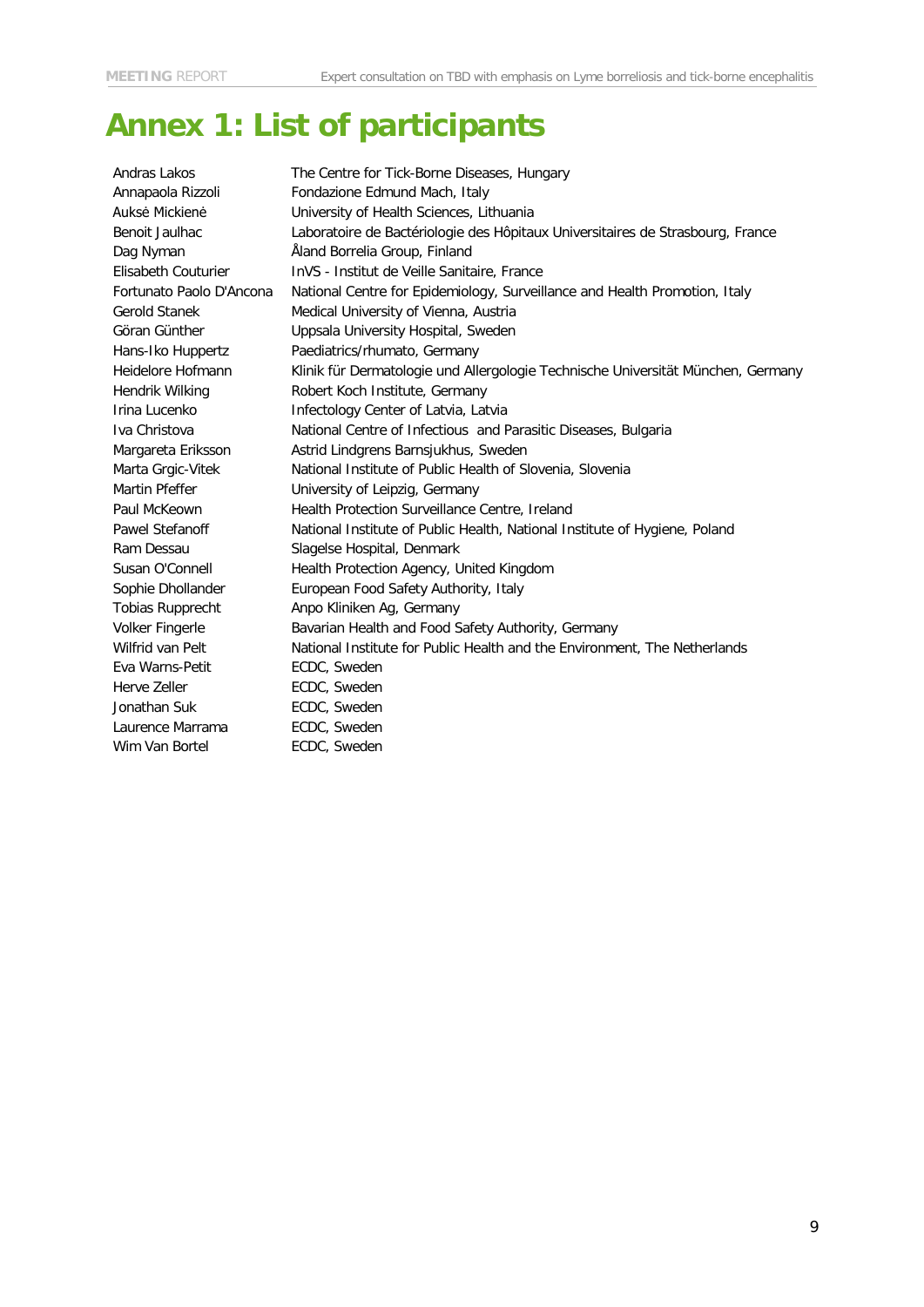# Annex 1: List of participants

| | |
|---|---|
| Andras Lakos | The Centre for Tick-Borne Diseases, Hungary |
| Annapaola Rizzoli | Fondazione Edmund Mach, Italy |
| Auksė Mickienė | University of Health Sciences, Lithuania |
| Benoit Jaulhac | Laboratoire de Bactériologie des Hôpitaux Universitaires de Strasbourg, France |
| Dag Nyman | Åland Borrelia Group, Finland |
| Elisabeth Couturier | InVS - Institut de Veille Sanitaire, France |
| Fortunato Paolo D'Ancona | National Centre for Epidemiology, Surveillance and Health Promotion, Italy |
| Gerold Stanek | Medical University of Vienna, Austria |
| Göran Günther | Uppsala University Hospital, Sweden |
| Hans-Iko Huppertz | Paediatrics/rhumato, Germany |
| Heidelore Hofmann | Klinik für Dermatologie und Allergologie Technische Universität München, Germany |
| Hendrik Wilking | Robert Koch Institute, Germany |
| Irina Lucenko | Infectology Center of Latvia, Latvia |
| Iva Christova | National Centre of Infectious and Parasitic Diseases, Bulgaria |
| Margareta Eriksson | Astrid Lindgrens Barnsjukhus, Sweden |
| Marta Grgic-Vitek | National Institute of Public Health of Slovenia, Slovenia |
| Martin Pfeffer | University of Leipzig, Germany |
| Paul McKeown | Health Protection Surveillance Centre, Ireland |
| Pawel Stefanoff | National Institute of Public Health, National Institute of Hygiene, Poland |
| Ram Dessau | Slagelse Hospital, Denmark |
| Susan O'Connell | Health Protection Agency, United Kingdom |
| Sophie Dhollander | European Food Safety Authority, Italy |
| Tobias Rupprecht | Anpo Kliniken Ag, Germany |
| Volker Fingerle | Bavarian Health and Food Safety Authority, Germany |
| Wilfrid van Pelt | National Institute for Public Health and the Environment, The Netherlands |
| Eva Warns-Petit | ECDC, Sweden |
| Herve Zeller | ECDC, Sweden |
| Jonathan Suk | ECDC, Sweden |
| Laurence Marrama | ECDC, Sweden |
| Wim Van Bortel | ECDC, Sweden |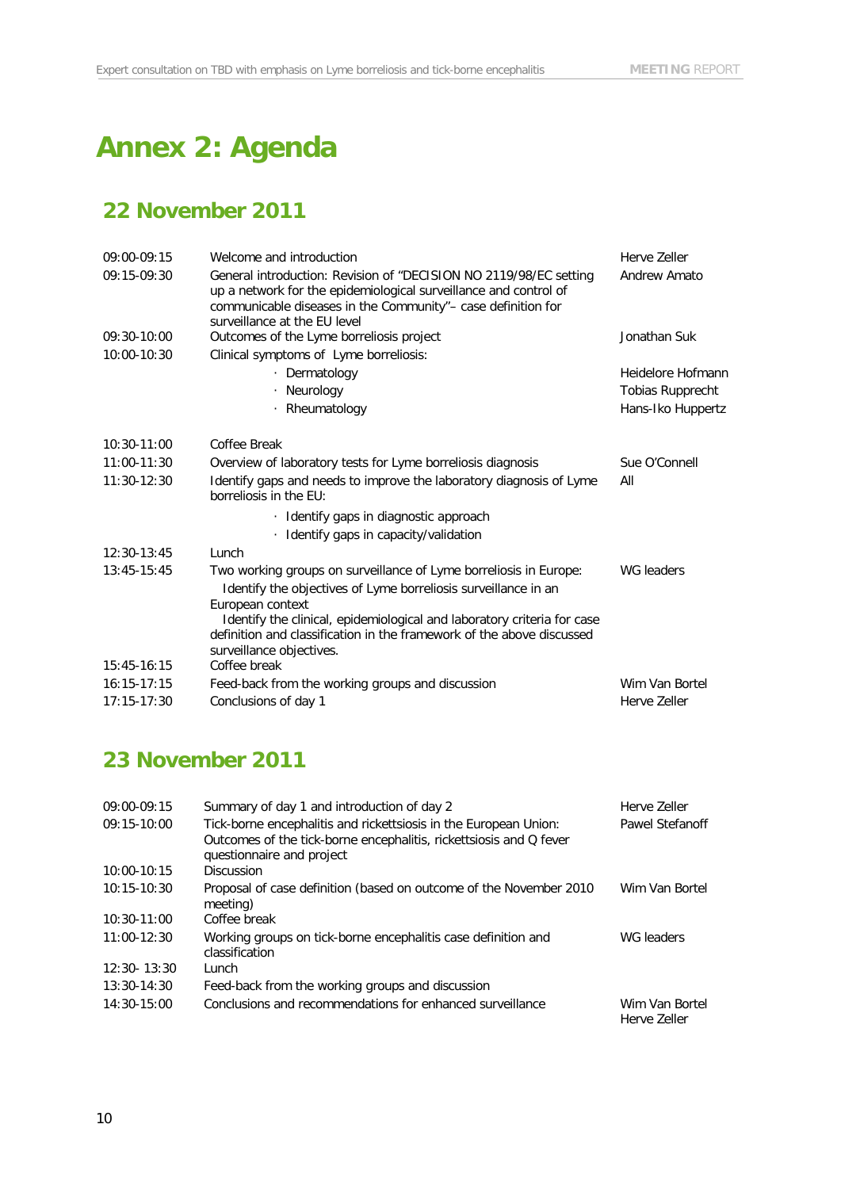# Annex 2: Agenda

## 22 November 2011

| | | |
|---|---|---|
| 09:00-09:15 | Welcome and introduction | Herve Zeller |
| 09:15-09:30 | General introduction: Revision of "DECISION NO 2119/98/EC setting up a network for the epidemiological surveillance and control of communicable diseases in the Community"– case definition for surveillance at the EU level | Andrew Amato |
| 09:30-10:00 | Outcomes of the Lyme borreliosis project | Jonathan Suk |
| 10:00-10:30 | Clinical symptoms of Lyme borreliosis: | |
| | · Dermatology | Heidelore Hofmann |
| | · Neurology | Tobias Rupprecht |
| | · Rheumatology | Hans-Iko Huppertz |
| 10:30-11:00 | Coffee Break | |
| 11:00-11:30 | Overview of laboratory tests for Lyme borreliosis diagnosis | Sue O'Connell |
| 11:30-12:30 | Identify gaps and needs to improve the laboratory diagnosis of Lyme borreliosis in the EU: | All |
| | · Identify gaps in diagnostic approach | |
| | · Identify gaps in capacity/validation | |
| 12:30-13:45 | Lunch | |
| 13:45-15:45 | Two working groups on surveillance of Lyme borreliosis in Europe: Identify the objectives of Lyme borreliosis surveillance in an European context. Identify the clinical, epidemiological and laboratory criteria for case definition and classification in the framework of the above discussed surveillance objectives. | WG leaders |
| 15:45-16:15 | Coffee break | |
| 16:15-17:15 | Feed-back from the working groups and discussion | Wim Van Bortel |
| 17:15-17:30 | Conclusions of day 1 | Herve Zeller |

## 23 November 2011

| | | |
|---|---|---|
| 09:00-09:15 | Summary of day 1 and introduction of day 2 | Herve Zeller |
| 09:15-10:00 | Tick-borne encephalitis and rickettsiosis in the European Union: Outcomes of the tick-borne encephalitis, rickettsiosis and Q fever questionnaire and project | Pawel Stefanoff |
| 10:00-10:15 | Discussion | |
| 10:15-10:30 | Proposal of case definition (based on outcome of the November 2010 meeting) | Wim Van Bortel |
| 10:30-11:00 | Coffee break | |
| 11:00-12:30 | Working groups on tick-borne encephalitis case definition and classification | WG leaders |
| 12:30- 13:30 | Lunch | |
| 13:30-14:30 | Feed-back from the working groups and discussion | |
| 14:30-15:00 | Conclusions and recommendations for enhanced surveillance | Wim Van Bortel<br>Herve Zeller |